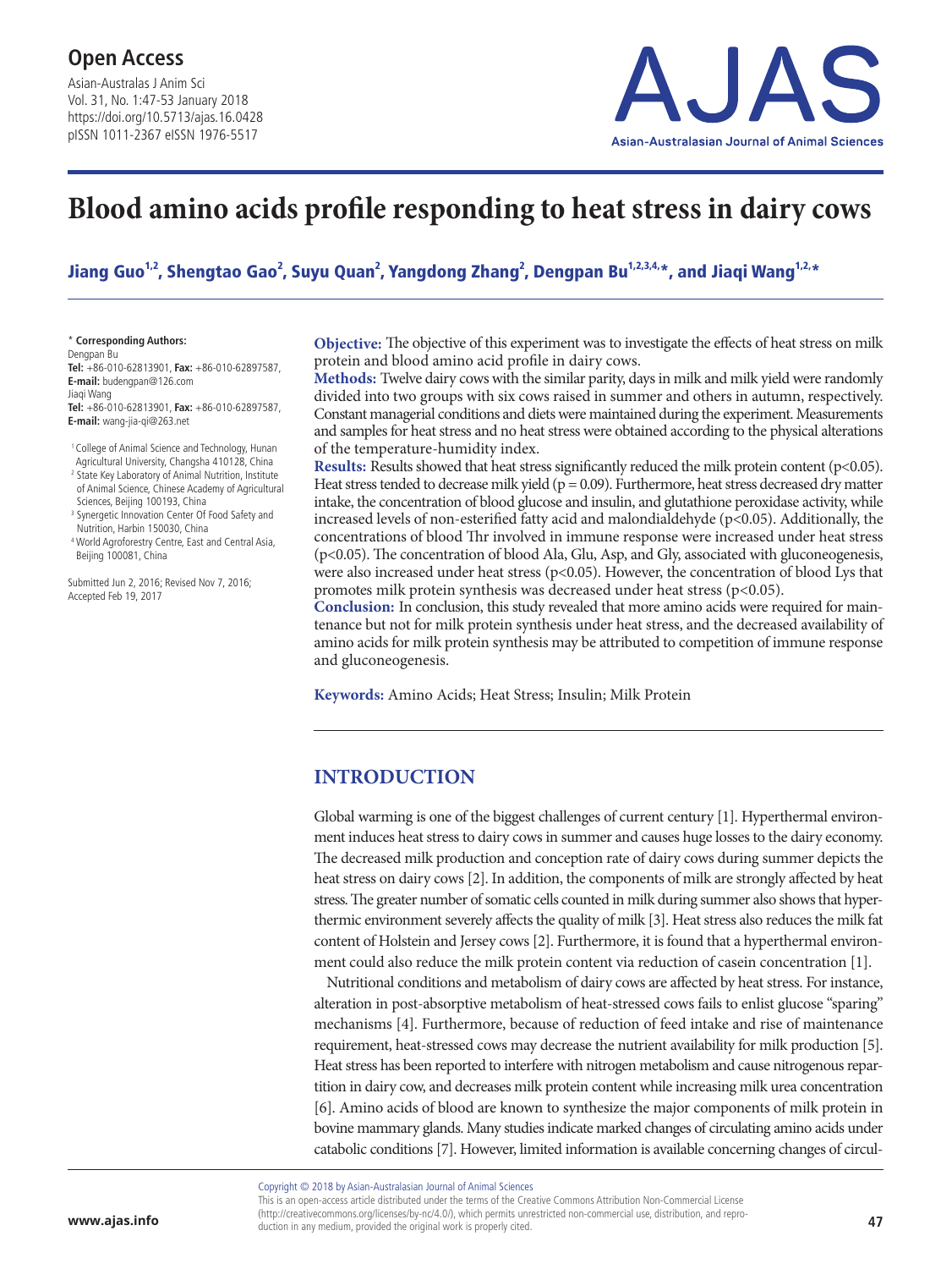# Blood amino acids profile responding to heat stress in dairy cows

**Jiang Guo[1,2], Shengtao Gao[2], Suyu Quan[2], Yangdong Zhang[2], Dengpan Bu[1,2,3,4,*], and Jiaqi Wang[1,2,*]**

\* **Corresponding Authors:**
Dengpan Bu
**Tel:** +86-010-62813901, **Fax:** +86-010-62897587, **E-mail:** budengpan@126.com
Jiaqi Wang
**Tel:** +86-010-62813901, **Fax:** +86-010-62897587, **E-mail:** wang-jia-qi@263.net

[1] College of Animal Science and Technology, Hunan Agricultural University, Changsha 410128, China
[2] State Key Laboratory of Animal Nutrition, Institute of Animal Science, Chinese Academy of Agricultural Sciences, Beijing 100193, China
[3] Synergetic Innovation Center Of Food Safety and Nutrition, Harbin 150030, China
[4] World Agroforestry Centre, East and Central Asia, Beijing 100081, China

Submitted Jun 2, 2016; Revised Nov 7, 2016; Accepted Feb 19, 2017

**Objective:** The objective of this experiment was to investigate the effects of heat stress on milk protein and blood amino acid profile in dairy cows.
**Methods:** Twelve dairy cows with the similar parity, days in milk and milk yield were randomly divided into two groups with six cows raised in summer and others in autumn, respectively. Constant managerial conditions and diets were maintained during the experiment. Measurements and samples for heat stress and no heat stress were obtained according to the physical alterations of the temperature-humidity index.
**Results:** Results showed that heat stress significantly reduced the milk protein content ($p<0.05$). Heat stress tended to decrease milk yield ($p = 0.09$). Furthermore, heat stress decreased dry matter intake, the concentration of blood glucose and insulin, and glutathione peroxidase activity, while increased levels of non-esterified fatty acid and malondialdehyde ($p<0.05$). Additionally, the concentrations of blood Thr involved in immune response were increased under heat stress ($p<0.05$). The concentration of blood Ala, Glu, Asp, and Gly, associated with gluconeogenesis, were also increased under heat stress ($p<0.05$). However, the concentration of blood Lys that promotes milk protein synthesis was decreased under heat stress ($p<0.05$).
**Conclusion:** In conclusion, this study revealed that more amino acids were required for maintenance but not for milk protein synthesis under heat stress, and the decreased availability of amino acids for milk protein synthesis may be attributed to competition of immune response and gluconeogenesis.

**Keywords:** Amino Acids; Heat Stress; Insulin; Milk Protein

## INTRODUCTION

Global warming is one of the biggest challenges of current century [1]. Hyperthermal environment induces heat stress to dairy cows in summer and causes huge losses to the dairy economy. The decreased milk production and conception rate of dairy cows during summer depicts the heat stress on dairy cows [2]. In addition, the components of milk are strongly affected by heat stress. The greater number of somatic cells counted in milk during summer also shows that hyperthermic environment severely affects the quality of milk [3]. Heat stress also reduces the milk fat content of Holstein and Jersey cows [2]. Furthermore, it is found that a hyperthermal environment could also reduce the milk protein content via reduction of casein concentration [1].

Nutritional conditions and metabolism of dairy cows are affected by heat stress. For instance, alteration in post-absorptive metabolism of heat-stressed cows fails to enlist glucose "sparing" mechanisms [4]. Furthermore, because of reduction of feed intake and rise of maintenance requirement, heat-stressed cows may decrease the nutrient availability for milk production [5]. Heat stress has been reported to interfere with nitrogen metabolism and cause nitrogenous repartition in dairy cow, and decreases milk protein content while increasing milk urea concentration [6]. Amino acids of blood are known to synthesize the major components of milk protein in bovine mammary glands. Many studies indicate marked changes of circulating amino acids under catabolic conditions [7]. However, limited information is available concerning changes of circul-

Copyright © 2018 by Asian-Australasian Journal of Animal Sciences
This is an open-access article distributed under the terms of the Creative Commons Attribution Non-Commercial License (http://creativecommons.org/licenses/by-nc/4.0/), which permits unrestricted non-commercial use, distribution, and reproduction in any medium, provided the original work is properly cited.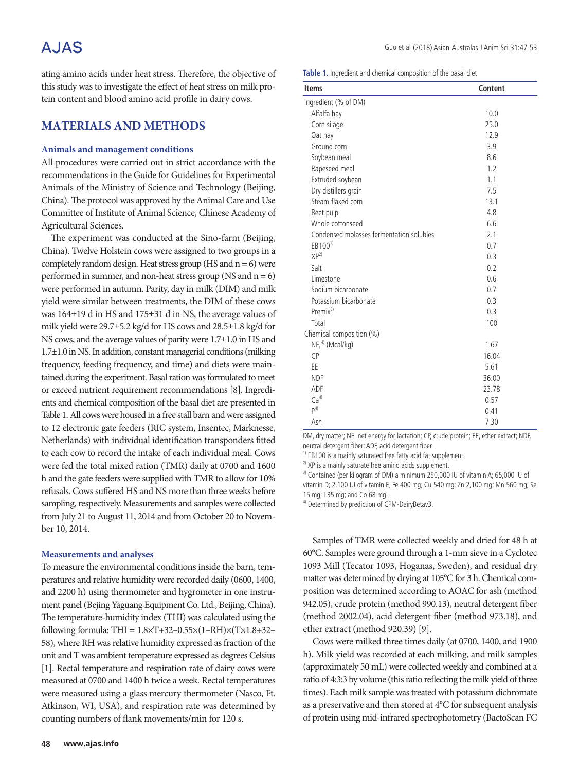ating amino acids under heat stress. Therefore, the objective of this study was to investigate the effect of heat stress on milk protein content and blood amino acid profile in dairy cows.

## MATERIALS AND METHODS

### Animals and management conditions

All procedures were carried out in strict accordance with the recommendations in the Guide for Guidelines for Experimental Animals of the Ministry of Science and Technology (Beijing, China). The protocol was approved by the Animal Care and Use Committee of Institute of Animal Science, Chinese Academy of Agricultural Sciences.

The experiment was conducted at the Sino-farm (Beijing, China). Twelve Holstein cows were assigned to two groups in a completely random design. Heat stress group (HS and n = 6) were performed in summer, and non-heat stress group (NS and n = 6) were performed in autumn. Parity, day in milk (DIM) and milk yield were similar between treatments, the DIM of these cows was 164±19 d in HS and 175±31 d in NS, the average values of milk yield were 29.7±5.2 kg/d for HS cows and 28.5±1.8 kg/d for NS cows, and the average values of parity were 1.7±1.0 in HS and 1.7±1.0 in NS. In addition, constant managerial conditions (milking frequency, feeding frequency, and time) and diets were maintained during the experiment. Basal ration was formulated to meet or exceed nutrient requirement recommendations [8]. Ingredients and chemical composition of the basal diet are presented in Table 1. All cows were housed in a free stall barn and were assigned to 12 electronic gate feeders (RIC system, Insentec, Marknesse, Netherlands) with individual identification transponders fitted to each cow to record the intake of each individual meal. Cows were fed the total mixed ration (TMR) daily at 0700 and 1600 h and the gate feeders were supplied with TMR to allow for 10% refusals. Cows suffered HS and NS more than three weeks before sampling, respectively. Measurements and samples were collected from July 21 to August 11, 2014 and from October 20 to November 10, 2014.

**Table 1.** Ingredient and chemical composition of the basal diet

| Items | Content |
|---|---|
| Ingredient (% of DM) | |
| Alfalfa hay | 10.0 |
| Corn silage | 25.0 |
| Oat hay | 12.9 |
| Ground corn | 3.9 |
| Soybean meal | 8.6 |
| Rapeseed meal | 1.2 |
| Extruded soybean | 1.1 |
| Dry distillers grain | 7.5 |
| Steam-flaked corn | 13.1 |
| Beet pulp | 4.8 |
| Whole cottonseed | 6.6 |
| Condensed molasses fermentation solubles | 2.1 |
| EB100[1] | 0.7 |
| XP[2] | 0.3 |
| Salt | 0.2 |
| Limestone | 0.6 |
| Sodium bicarbonate | 0.7 |
| Potassium bicarbonate | 0.3 |
| Premix[3] | 0.3 |
| Total | 100 |
| Chemical composition (%) | |
| $NE_L$[4] (Mcal/kg) | 1.67 |
| CP | 16.04 |
| EE | 5.61 |
| NDF | 36.00 |
| ADF | 23.78 |
| Ca[4] | 0.57 |
| P[4] | 0.41 |
| Ash | 7.30 |

DM, dry matter; $NE_L$, net energy for lactation; CP, crude protein; EE, ether extract; NDF, neutral detergent fiber; ADF, acid detergent fiber.

[1] EB100 is a mainly saturated free fatty acid fat supplement.

[2] XP is a mainly saturate free amino acids supplement.

[3] Contained (per kilogram of DM) a minimum 250,000 IU of vitamin A; 65,000 IU of vitamin D; 2,100 IU of vitamin E; Fe 400 mg; Cu 540 mg; Zn 2,100 mg; Mn 560 mg; Se 15 mg; I 35 mg; and Co 68 mg.

[4] Determined by prediction of CPM-DairyBetav3.

### Measurements and analyses

To measure the environmental conditions inside the barn, temperatures and relative humidity were recorded daily (0600, 1400, and 2200 h) using thermometer and hygrometer in one instrument panel (Bejing Yaguang Equipment Co. Ltd., Beijing, China). The temperature-humidity index (THI) was calculated using the following formula: $THI = 1.8 \times T + 32 - 0.55 \times (1 - RH) \times (T \times 1.8 + 32 - 58)$, where RH was relative humidity expressed as fraction of the unit and T was ambient temperature expressed as degrees Celsius [1]. Rectal temperature and respiration rate of dairy cows were measured at 0700 and 1400 h twice a week. Rectal temperatures were measured using a glass mercury thermometer (Nasco, Ft. Atkinson, WI, USA), and respiration rate was determined by counting numbers of flank movements/min for 120 s.

Samples of TMR were collected weekly and dried for 48 h at 60°C. Samples were ground through a 1-mm sieve in a Cyclotec 1093 Mill (Tecator 1093, Hoganas, Sweden), and residual dry matter was determined by drying at 105°C for 3 h. Chemical composition was determined according to AOAC for ash (method 942.05), crude protein (method 990.13), neutral detergent fiber (method 2002.04), acid detergent fiber (method 973.18), and ether extract (method 920.39) [9].

Cows were milked three times daily (at 0700, 1400, and 1900 h). Milk yield was recorded at each milking, and milk samples (approximately 50 mL) were collected weekly and combined at a ratio of 4:3:3 by volume (this ratio reflecting the milk yield of three times). Each milk sample was treated with potassium dichromate as a preservative and then stored at 4°C for subsequent analysis of protein using mid-infrared spectrophotometry (BactoScan FC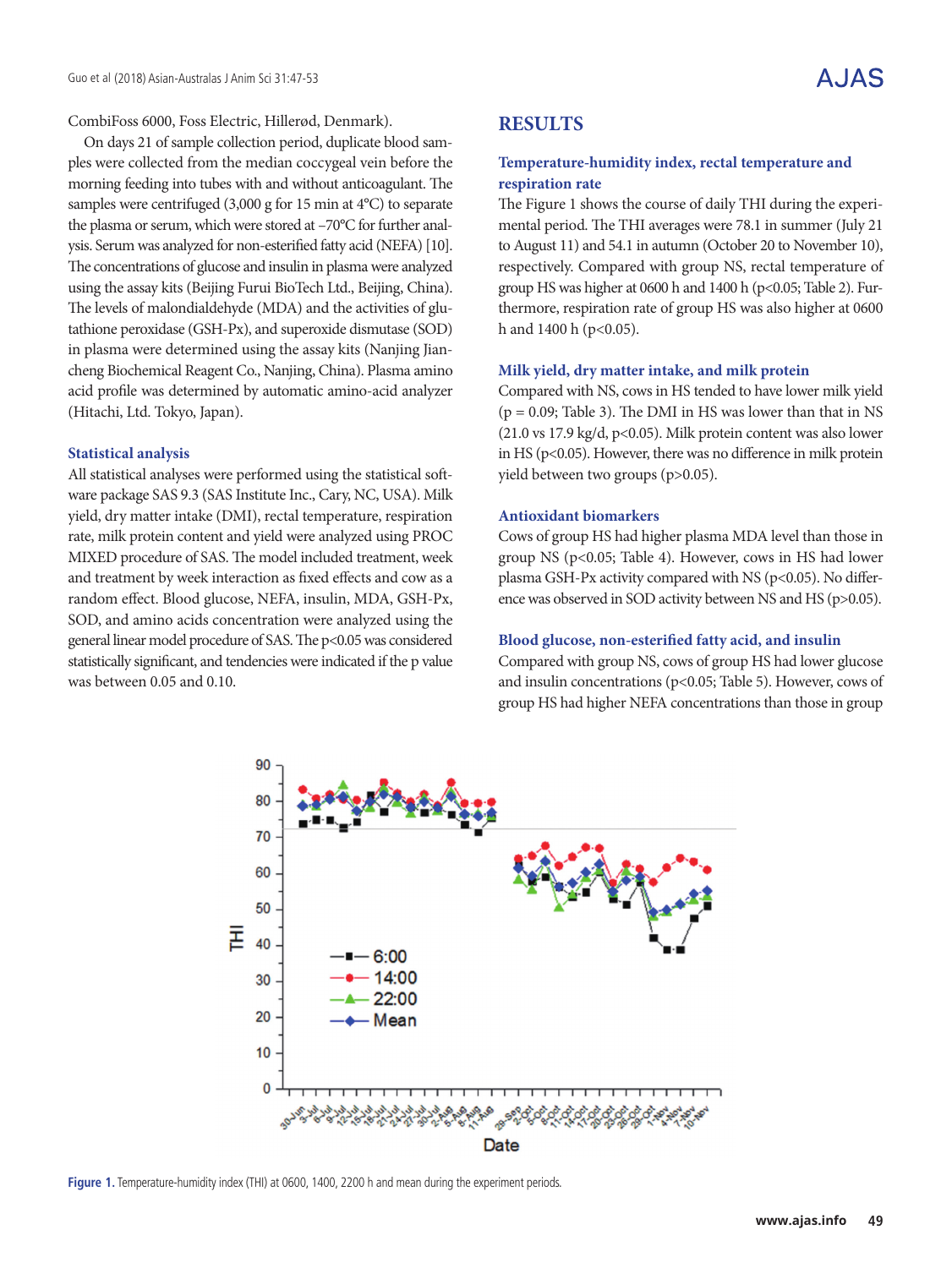CombiFoss 6000, Foss Electric, Hillerød, Denmark).

On days 21 of sample collection period, duplicate blood samples were collected from the median coccygeal vein before the morning feeding into tubes with and without anticoagulant. The samples were centrifuged (3,000 g for 15 min at 4°C) to separate the plasma or serum, which were stored at –70°C for further analysis. Serum was analyzed for non-esterified fatty acid (NEFA) [10]. The concentrations of glucose and insulin in plasma were analyzed using the assay kits (Beijing Furui BioTech Ltd., Beijing, China). The levels of malondialdehyde (MDA) and the activities of glutathione peroxidase (GSH-Px), and superoxide dismutase (SOD) in plasma were determined using the assay kits (Nanjing Jiancheng Biochemical Reagent Co., Nanjing, China). Plasma amino acid profile was determined by automatic amino-acid analyzer (Hitachi, Ltd. Tokyo, Japan).

### Statistical analysis

All statistical analyses were performed using the statistical software package SAS 9.3 (SAS Institute Inc., Cary, NC, USA). Milk yield, dry matter intake (DMI), rectal temperature, respiration rate, milk protein content and yield were analyzed using PROC MIXED procedure of SAS. The model included treatment, week and treatment by week interaction as fixed effects and cow as a random effect. Blood glucose, NEFA, insulin, MDA, GSH-Px, SOD, and amino acids concentration were analyzed using the general linear model procedure of SAS. The $p<0.05$ was considered statistically significant, and tendencies were indicated if the p value was between 0.05 and 0.10.

## RESULTS

### Temperature-humidity index, rectal temperature and respiration rate

The Figure 1 shows the course of daily THI during the experimental period. The THI averages were 78.1 in summer (July 21 to August 11) and 54.1 in autumn (October 20 to November 10), respectively. Compared with group NS, rectal temperature of group HS was higher at 0600 h and 1400 h ($p<0.05$; Table 2). Furthermore, respiration rate of group HS was also higher at 0600 h and 1400 h ($p<0.05$).

### Milk yield, dry matter intake, and milk protein

Compared with NS, cows in HS tended to have lower milk yield ($p = 0.09$; Table 3). The DMI in HS was lower than that in NS (21.0 vs 17.9 kg/d, $p<0.05$). Milk protein content was also lower in HS ($p<0.05$). However, there was no difference in milk protein yield between two groups ($p>0.05$).

### Antioxidant biomarkers

Cows of group HS had higher plasma MDA level than those in group NS ($p<0.05$; Table 4). However, cows in HS had lower plasma GSH-Px activity compared with NS ($p<0.05$). No difference was observed in SOD activity between NS and HS ($p>0.05$).

### Blood glucose, non-esterified fatty acid, and insulin

Compared with group NS, cows of group HS had lower glucose and insulin concentrations ($p<0.05$; Table 5). However, cows of group HS had higher NEFA concentrations than those in group

**Figure 1.** Temperature-humidity index (THI) at 0600, 1400, 2200 h and mean during the experiment periods.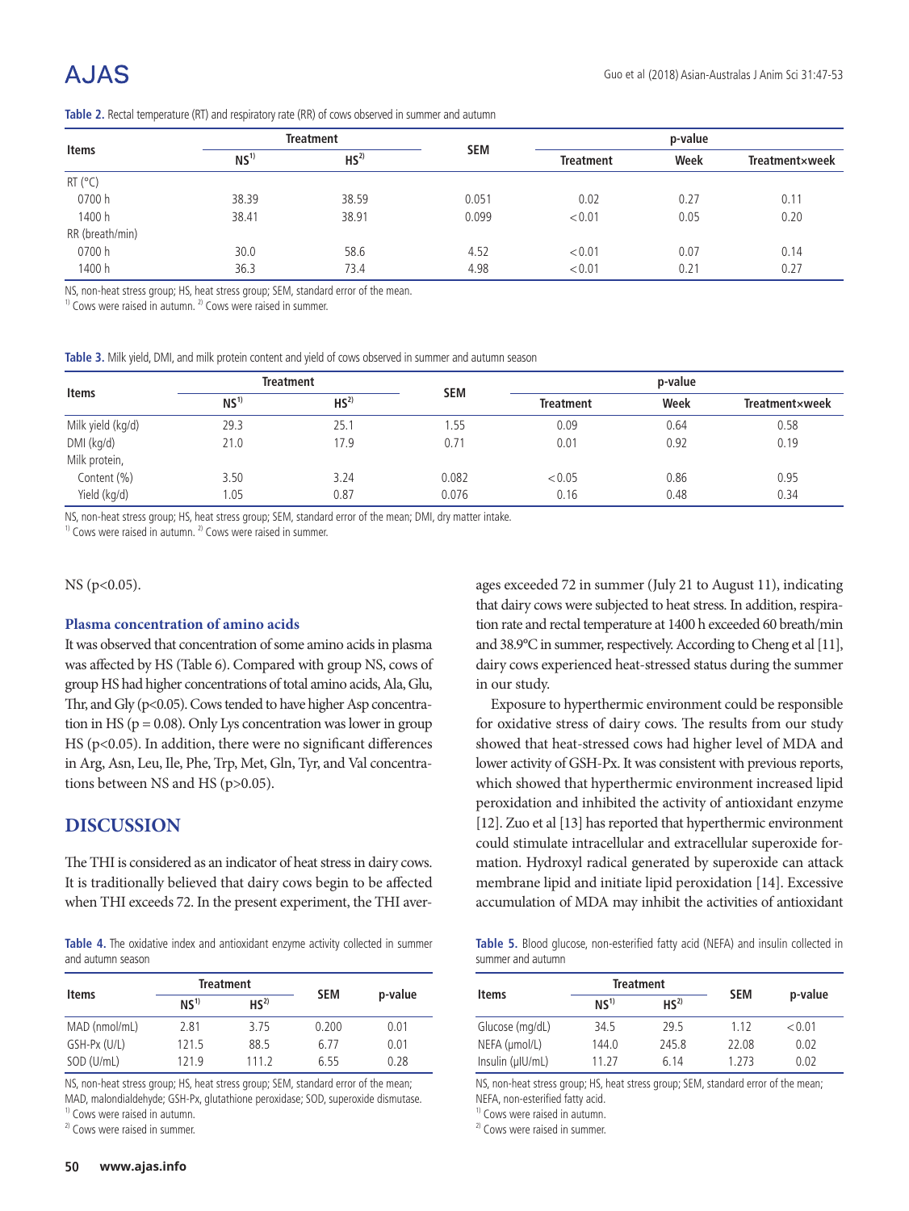**Table 2.** Rectal temperature (RT) and respiratory rate (RR) of cows observed in summer and autumn

| Items | Treatment | | SEM | p-value | | |
|---|---|---|---|---|---|---|
| | NS[1)] | HS[2)] | | Treatment | Week | Treatment×week |
| RT (°C) | | | | | | |
| 0700 h | 38.39 | 38.59 | 0.051 | 0.02 | 0.27 | 0.11 |
| 1400 h | 38.41 | 38.91 | 0.099 | <0.01 | 0.05 | 0.20 |
| RR (breath/min) | | | | | | |
| 0700 h | 30.0 | 58.6 | 4.52 | <0.01 | 0.07 | 0.14 |
| 1400 h | 36.3 | 73.4 | 4.98 | <0.01 | 0.21 | 0.27 |

NS, non-heat stress group; HS, heat stress group; SEM, standard error of the mean.
[1)] Cows were raised in autumn. [2)] Cows were raised in summer.

**Table 3.** Milk yield, DMI, and milk protein content and yield of cows observed in summer and autumn season

| Items | Treatment | | SEM | p-value | | |
|---|---|---|---|---|---|---|
| | NS[1)] | HS[2)] | | Treatment | Week | Treatment×week |
| Milk yield (kg/d) | 29.3 | 25.1 | 1.55 | 0.09 | 0.64 | 0.58 |
| DMI (kg/d) | 21.0 | 17.9 | 0.71 | 0.01 | 0.92 | 0.19 |
| Milk protein, | | | | | | |
| Content (%) | 3.50 | 3.24 | 0.082 | <0.05 | 0.86 | 0.95 |
| Yield (kg/d) | 1.05 | 0.87 | 0.076 | 0.16 | 0.48 | 0.34 |

NS, non-heat stress group; HS, heat stress group; SEM, standard error of the mean; DMI, dry matter intake.
[1)] Cows were raised in autumn. [2)] Cows were raised in summer.

NS (p<0.05).

### Plasma concentration of amino acids

It was observed that concentration of some amino acids in plasma was affected by HS (Table 6). Compared with group NS, cows of group HS had higher concentrations of total amino acids, Ala, Glu, Thr, and Gly (p<0.05). Cows tended to have higher Asp concentration in HS (p = 0.08). Only Lys concentration was lower in group HS (p<0.05). In addition, there were no significant differences in Arg, Asn, Leu, Ile, Phe, Trp, Met, Gln, Tyr, and Val concentrations between NS and HS (p>0.05).

## DISCUSSION

The THI is considered as an indicator of heat stress in dairy cows. It is traditionally believed that dairy cows begin to be affected when THI exceeds 72. In the present experiment, the THI averages exceeded 72 in summer (July 21 to August 11), indicating that dairy cows were subjected to heat stress. In addition, respiration rate and rectal temperature at 1400 h exceeded 60 breath/min and 38.9°C in summer, respectively. According to Cheng et al [11], dairy cows experienced heat-stressed status during the summer in our study.

Exposure to hyperthermic environment could be responsible for oxidative stress of dairy cows. The results from our study showed that heat-stressed cows had higher level of MDA and lower activity of GSH-Px. It was consistent with previous reports, which showed that hyperthermic environment increased lipid peroxidation and inhibited the activity of antioxidant enzyme [12]. Zuo et al [13] has reported that hyperthermic environment could stimulate intracellular and extracellular superoxide formation. Hydroxyl radical generated by superoxide can attack membrane lipid and initiate lipid peroxidation [14]. Excessive accumulation of MDA may inhibit the activities of antioxidant

**Table 4.** The oxidative index and antioxidant enzyme activity collected in summer and autumn season

| Items | Treatment | | SEM | p-value |
|---|---|---|---|---|
| | NS[1)] | HS[2)] | | |
| MAD (nmol/mL) | 2.81 | 3.75 | 0.200 | 0.01 |
| GSH-Px (U/L) | 121.5 | 88.5 | 6.77 | 0.01 |
| SOD (U/mL) | 121.9 | 111.2 | 6.55 | 0.28 |

NS, non-heat stress group; HS, heat stress group; SEM, standard error of the mean; MAD, malondialdehyde; GSH-Px, glutathione peroxidase; SOD, superoxide dismutase.
[1)] Cows were raised in autumn.
[2)] Cows were raised in summer.

**Table 5.** Blood glucose, non-esterified fatty acid (NEFA) and insulin collected in summer and autumn

| Items | Treatment | | SEM | p-value |
|---|---|---|---|---|
| | NS[1)] | HS[2)] | | |
| Glucose (mg/dL) | 34.5 | 29.5 | 1.12 | <0.01 |
| NEFA (μmol/L) | 144.0 | 245.8 | 22.08 | 0.02 |
| Insulin (μIU/mL) | 11.27 | 6.14 | 1.273 | 0.02 |

NS, non-heat stress group; HS, heat stress group; SEM, standard error of the mean; NEFA, non-esterified fatty acid.
[1)] Cows were raised in autumn.
[2)] Cows were raised in summer.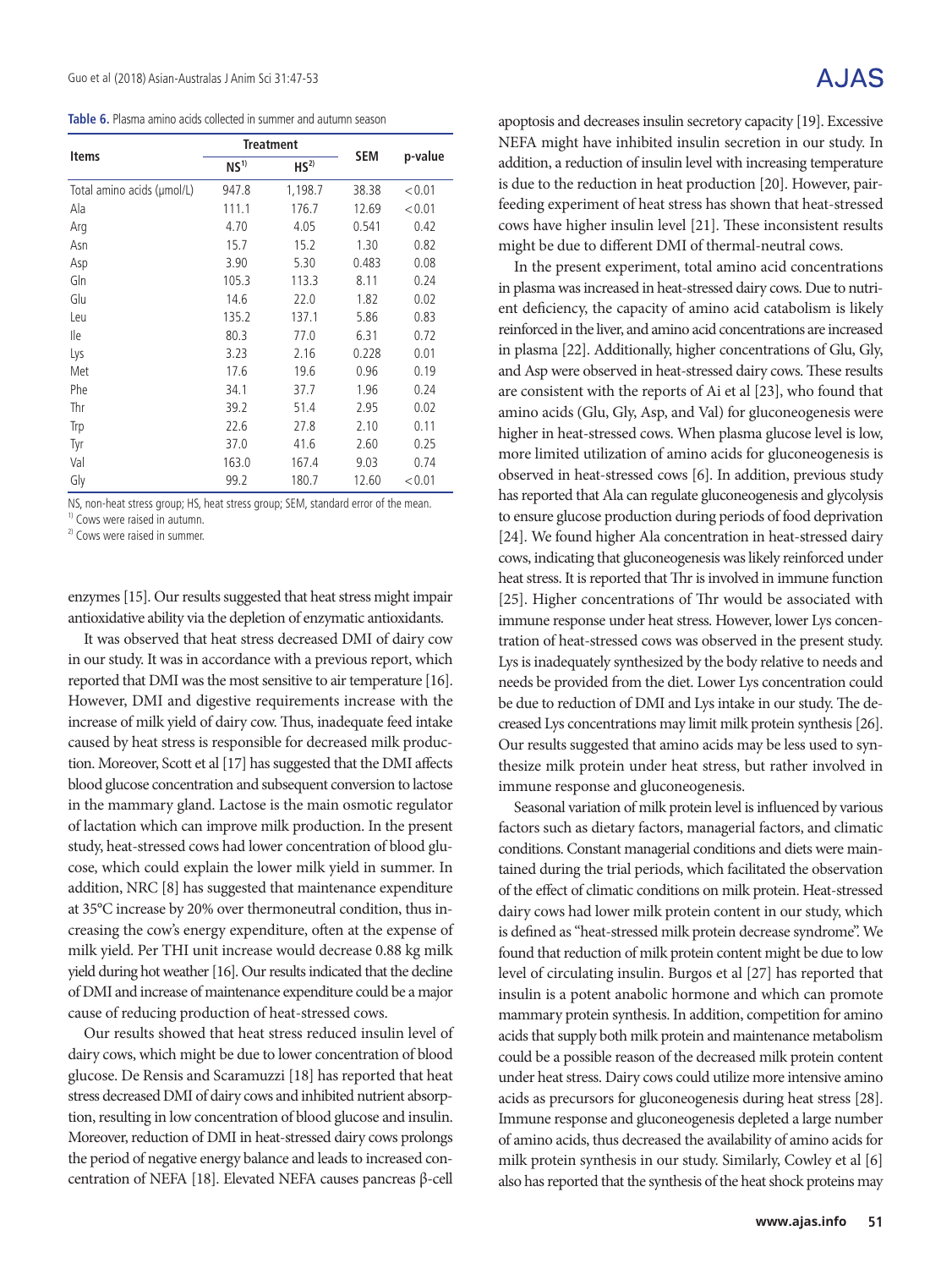**Table 6.** Plasma amino acids collected in summer and autumn season

| Items | Treatment | | SEM | p-value |
|---|---|---|---|---|
| | NS[1)] | HS[2)] | | |
| Total amino acids (μmol/L) | 947.8 | 1,198.7 | 38.38 | < 0.01 |
| Ala | 111.1 | 176.7 | 12.69 | < 0.01 |
| Arg | 4.70 | 4.05 | 0.541 | 0.42 |
| Asn | 15.7 | 15.2 | 1.30 | 0.82 |
| Asp | 3.90 | 5.30 | 0.483 | 0.08 |
| Gln | 105.3 | 113.3 | 8.11 | 0.24 |
| Glu | 14.6 | 22.0 | 1.82 | 0.02 |
| Leu | 135.2 | 137.1 | 5.86 | 0.83 |
| Ile | 80.3 | 77.0 | 6.31 | 0.72 |
| Lys | 3.23 | 2.16 | 0.228 | 0.01 |
| Met | 17.6 | 19.6 | 0.96 | 0.19 |
| Phe | 34.1 | 37.7 | 1.96 | 0.24 |
| Thr | 39.2 | 51.4 | 2.95 | 0.02 |
| Trp | 22.6 | 27.8 | 2.10 | 0.11 |
| Tyr | 37.0 | 41.6 | 2.60 | 0.25 |
| Val | 163.0 | 167.4 | 9.03 | 0.74 |
| Gly | 99.2 | 180.7 | 12.60 | < 0.01 |

NS, non-heat stress group; HS, heat stress group; SEM, standard error of the mean.
[1)] Cows were raised in autumn.
[2)] Cows were raised in summer.

enzymes [15]. Our results suggested that heat stress might impair antioxidative ability via the depletion of enzymatic antioxidants.

It was observed that heat stress decreased DMI of dairy cow in our study. It was in accordance with a previous report, which reported that DMI was the most sensitive to air temperature [16]. However, DMI and digestive requirements increase with the increase of milk yield of dairy cow. Thus, inadequate feed intake caused by heat stress is responsible for decreased milk production. Moreover, Scott et al [17] has suggested that the DMI affects blood glucose concentration and subsequent conversion to lactose in the mammary gland. Lactose is the main osmotic regulator of lactation which can improve milk production. In the present study, heat-stressed cows had lower concentration of blood glucose, which could explain the lower milk yield in summer. In addition, NRC [8] has suggested that maintenance expenditure at 35°C increase by 20% over thermoneutral condition, thus increasing the cow's energy expenditure, often at the expense of milk yield. Per THI unit increase would decrease 0.88 kg milk yield during hot weather [16]. Our results indicated that the decline of DMI and increase of maintenance expenditure could be a major cause of reducing production of heat-stressed cows.

Our results showed that heat stress reduced insulin level of dairy cows, which might be due to lower concentration of blood glucose. De Rensis and Scaramuzzi [18] has reported that heat stress decreased DMI of dairy cows and inhibited nutrient absorption, resulting in low concentration of blood glucose and insulin. Moreover, reduction of DMI in heat-stressed dairy cows prolongs the period of negative energy balance and leads to increased concentration of NEFA [18]. Elevated NEFA causes pancreas β-cell apoptosis and decreases insulin secretory capacity [19]. Excessive NEFA might have inhibited insulin secretion in our study. In addition, a reduction of insulin level with increasing temperature is due to the reduction in heat production [20]. However, pair-feeding experiment of heat stress has shown that heat-stressed cows have higher insulin level [21]. These inconsistent results might be due to different DMI of thermal-neutral cows.

In the present experiment, total amino acid concentrations in plasma was increased in heat-stressed dairy cows. Due to nutrient deficiency, the capacity of amino acid catabolism is likely reinforced in the liver, and amino acid concentrations are increased in plasma [22]. Additionally, higher concentrations of Glu, Gly, and Asp were observed in heat-stressed dairy cows. These results are consistent with the reports of Ai et al [23], who found that amino acids (Glu, Gly, Asp, and Val) for gluconeogenesis were higher in heat-stressed cows. When plasma glucose level is low, more limited utilization of amino acids for gluconeogenesis is observed in heat-stressed cows [6]. In addition, previous study has reported that Ala can regulate gluconeogenesis and glycolysis to ensure glucose production during periods of food deprivation [24]. We found higher Ala concentration in heat-stressed dairy cows, indicating that gluconeogenesis was likely reinforced under heat stress. It is reported that Thr is involved in immune function [25]. Higher concentrations of Thr would be associated with immune response under heat stress. However, lower Lys concentration of heat-stressed cows was observed in the present study. Lys is inadequately synthesized by the body relative to needs and needs be provided from the diet. Lower Lys concentration could be due to reduction of DMI and Lys intake in our study. The decreased Lys concentrations may limit milk protein synthesis [26]. Our results suggested that amino acids may be less used to synthesize milk protein under heat stress, but rather involved in immune response and gluconeogenesis.

Seasonal variation of milk protein level is influenced by various factors such as dietary factors, managerial factors, and climatic conditions. Constant managerial conditions and diets were maintained during the trial periods, which facilitated the observation of the effect of climatic conditions on milk protein. Heat-stressed dairy cows had lower milk protein content in our study, which is defined as "heat-stressed milk protein decrease syndrome". We found that reduction of milk protein content might be due to low level of circulating insulin. Burgos et al [27] has reported that insulin is a potent anabolic hormone and which can promote mammary protein synthesis. In addition, competition for amino acids that supply both milk protein and maintenance metabolism could be a possible reason of the decreased milk protein content under heat stress. Dairy cows could utilize more intensive amino acids as precursors for gluconeogenesis during heat stress [28]. Immune response and gluconeogenesis depleted a large number of amino acids, thus decreased the availability of amino acids for milk protein synthesis in our study. Similarly, Cowley et al [6] also has reported that the synthesis of the heat shock proteins may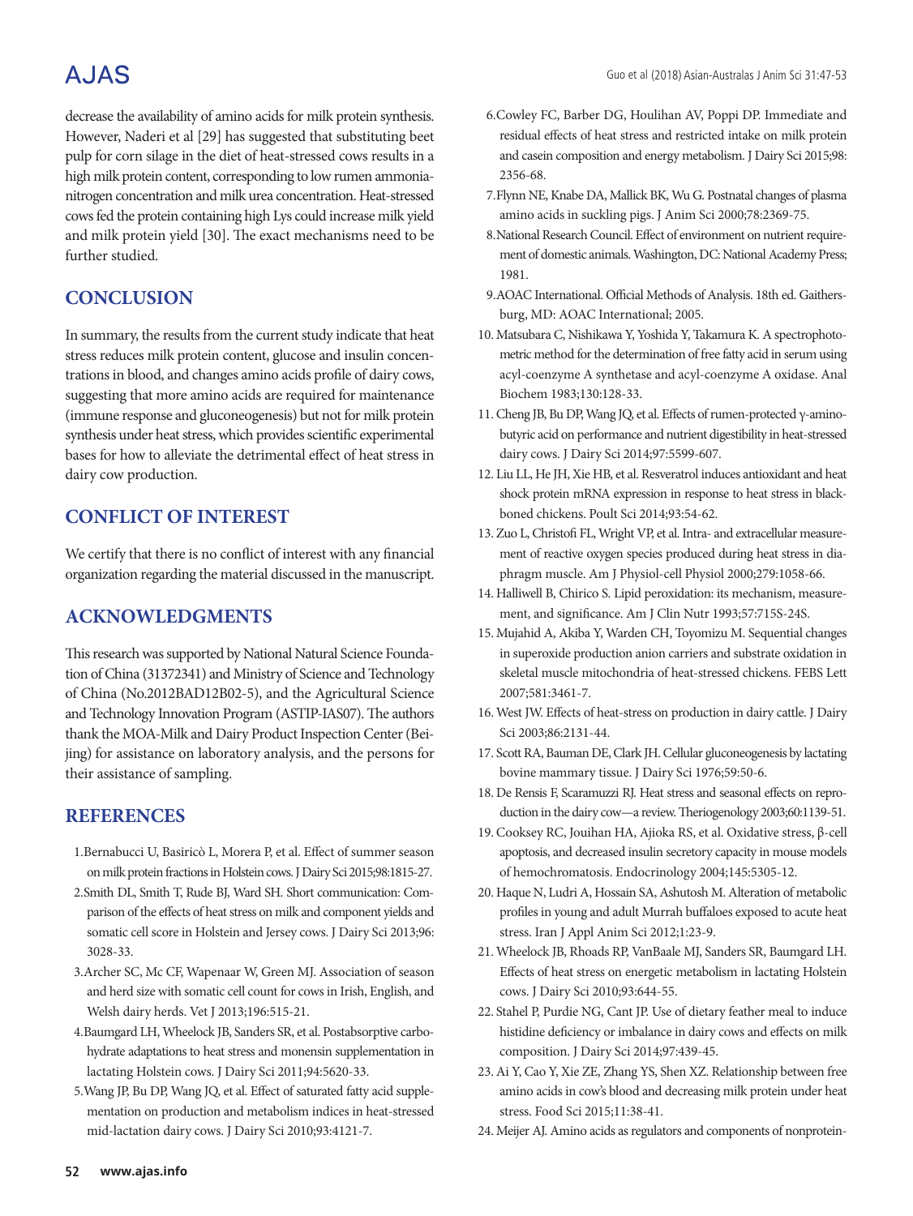decrease the availability of amino acids for milk protein synthesis. However, Naderi et al [29] has suggested that substituting beet pulp for corn silage in the diet of heat-stressed cows results in a high milk protein content, corresponding to low rumen ammonia-nitrogen concentration and milk urea concentration. Heat-stressed cows fed the protein containing high Lys could increase milk yield and milk protein yield [30]. The exact mechanisms need to be further studied.

## CONCLUSION

In summary, the results from the current study indicate that heat stress reduces milk protein content, glucose and insulin concentrations in blood, and changes amino acids profile of dairy cows, suggesting that more amino acids are required for maintenance (immune response and gluconeogenesis) but not for milk protein synthesis under heat stress, which provides scientific experimental bases for how to alleviate the detrimental effect of heat stress in dairy cow production.

## CONFLICT OF INTEREST

We certify that there is no conflict of interest with any financial organization regarding the material discussed in the manuscript.

## ACKNOWLEDGMENTS

This research was supported by National Natural Science Foundation of China (31372341) and Ministry of Science and Technology of China (No.2012BAD12B02-5), and the Agricultural Science and Technology Innovation Program (ASTIP-IAS07). The authors thank the MOA-Milk and Dairy Product Inspection Center (Beijing) for assistance on laboratory analysis, and the persons for their assistance of sampling.

## REFERENCES

1. Bernabucci U, Basiricò L, Morera P, et al. Effect of summer season on milk protein fractions in Holstein cows. J Dairy Sci 2015;98:1815-27.
2. Smith DL, Smith T, Rude BJ, Ward SH. Short communication: Comparison of the effects of heat stress on milk and component yields and somatic cell score in Holstein and Jersey cows. J Dairy Sci 2013;96:3028-33.
3. Archer SC, Mc CF, Wapenaar W, Green MJ. Association of season and herd size with somatic cell count for cows in Irish, English, and Welsh dairy herds. Vet J 2013;196:515-21.
4. Baumgard LH, Wheelock JB, Sanders SR, et al. Postabsorptive carbohydrate adaptations to heat stress and monensin supplementation in lactating Holstein cows. J Dairy Sci 2011;94:5620-33.
5. Wang JP, Bu DP, Wang JQ, et al. Effect of saturated fatty acid supplementation on production and metabolism indices in heat-stressed mid-lactation dairy cows. J Dairy Sci 2010;93:4121-7.
6. Cowley FC, Barber DG, Houlihan AV, Poppi DP. Immediate and residual effects of heat stress and restricted intake on milk protein and casein composition and energy metabolism. J Dairy Sci 2015;98:2356-68.
7. Flynn NE, Knabe DA, Mallick BK, Wu G. Postnatal changes of plasma amino acids in suckling pigs. J Anim Sci 2000;78:2369-75.
8. National Research Council. Effect of environment on nutrient requirement of domestic animals. Washington, DC: National Academy Press; 1981.
9. AOAC International. Official Methods of Analysis. 18th ed. Gaithersburg, MD: AOAC International; 2005.
10. Matsubara C, Nishikawa Y, Yoshida Y, Takamura K. A spectrophotometric method for the determination of free fatty acid in serum using acyl-coenzyme A synthetase and acyl-coenzyme A oxidase. Anal Biochem 1983;130:128-33.
11. Cheng JB, Bu DP, Wang JQ, et al. Effects of rumen-protected γ-aminobutyric acid on performance and nutrient digestibility in heat-stressed dairy cows. J Dairy Sci 2014;97:5599-607.
12. Liu LL, He JH, Xie HB, et al. Resveratrol induces antioxidant and heat shock protein mRNA expression in response to heat stress in black-boned chickens. Poult Sci 2014;93:54-62.
13. Zuo L, Christofi FL, Wright VP, et al. Intra- and extracellular measurement of reactive oxygen species produced during heat stress in diaphragm muscle. Am J Physiol-cell Physiol 2000;279:1058-66.
14. Halliwell B, Chirico S. Lipid peroxidation: its mechanism, measurement, and significance. Am J Clin Nutr 1993;57:715S-24S.
15. Mujahid A, Akiba Y, Warden CH, Toyomizu M. Sequential changes in superoxide production anion carriers and substrate oxidation in skeletal muscle mitochondria of heat-stressed chickens. FEBS Lett 2007;581:3461-7.
16. West JW. Effects of heat-stress on production in dairy cattle. J Dairy Sci 2003;86:2131-44.
17. Scott RA, Bauman DE, Clark JH. Cellular gluconeogenesis by lactating bovine mammary tissue. J Dairy Sci 1976;59:50-6.
18. De Rensis F, Scaramuzzi RJ. Heat stress and seasonal effects on reproduction in the dairy cow—a review. Theriogenology 2003;60:1139-51.
19. Cooksey RC, Jouihan HA, Ajioka RS, et al. Oxidative stress, β-cell apoptosis, and decreased insulin secretory capacity in mouse models of hemochromatosis. Endocrinology 2004;145:5305-12.
20. Haque N, Ludri A, Hossain SA, Ashutosh M. Alteration of metabolic profiles in young and adult Murrah buffaloes exposed to acute heat stress. Iran J Appl Anim Sci 2012;1:23-9.
21. Wheelock JB, Rhoads RP, VanBaale MJ, Sanders SR, Baumgard LH. Effects of heat stress on energetic metabolism in lactating Holstein cows. J Dairy Sci 2010;93:644-55.
22. Stahel P, Purdie NG, Cant JP. Use of dietary feather meal to induce histidine deficiency or imbalance in dairy cows and effects on milk composition. J Dairy Sci 2014;97:439-45.
23. Ai Y, Cao Y, Xie ZE, Zhang YS, Shen XZ. Relationship between free amino acids in cow's blood and decreasing milk protein under heat stress. Food Sci 2015;11:38-41.
24. Meijer AJ. Amino acids as regulators and components of nonprotein-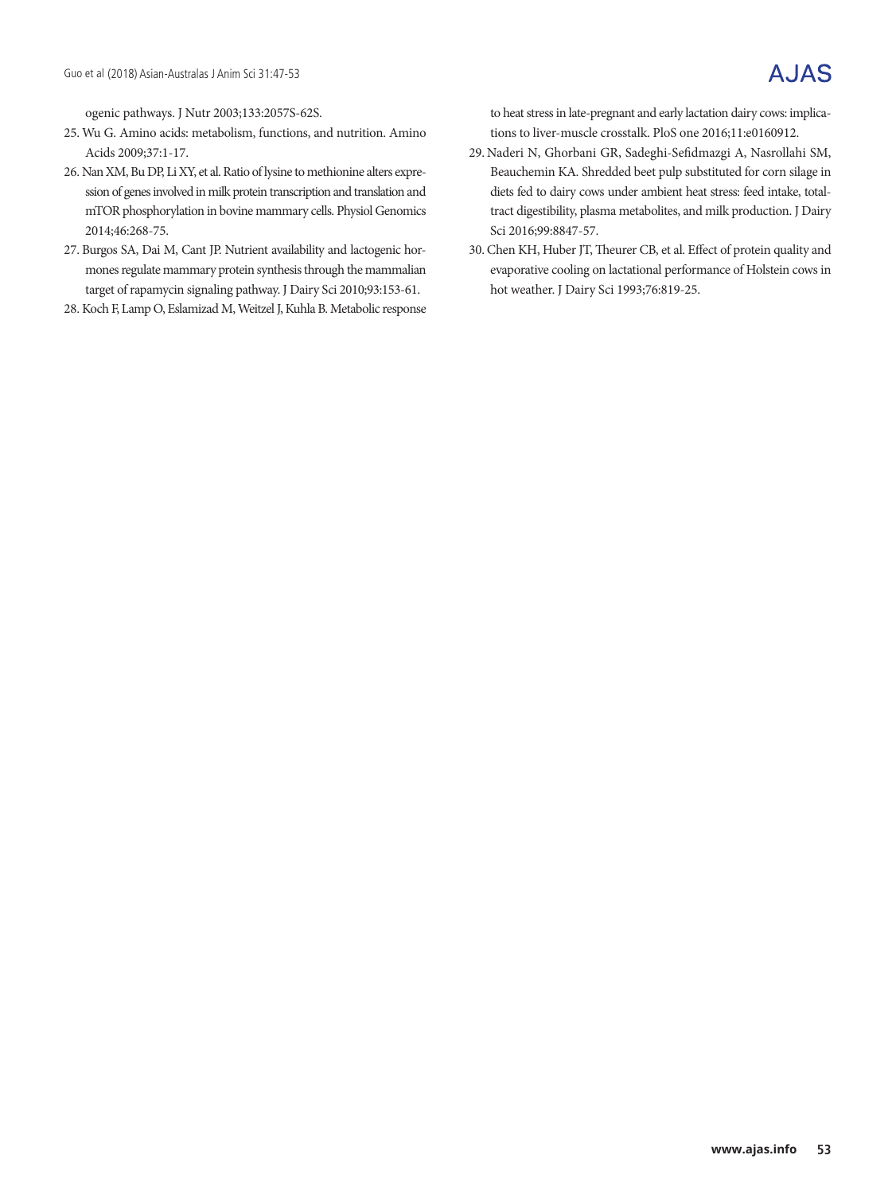ogenic pathways. J Nutr 2003;133:2057S-62S.

25. Wu G. Amino acids: metabolism, functions, and nutrition. Amino Acids 2009;37:1-17.
26. Nan XM, Bu DP, Li XY, et al. Ratio of lysine to methionine alters expression of genes involved in milk protein transcription and translation and mTOR phosphorylation in bovine mammary cells. Physiol Genomics 2014;46:268-75.
27. Burgos SA, Dai M, Cant JP. Nutrient availability and lactogenic hormones regulate mammary protein synthesis through the mammalian target of rapamycin signaling pathway. J Dairy Sci 2010;93:153-61.
28. Koch F, Lamp O, Eslamizad M, Weitzel J, Kuhla B. Metabolic response to heat stress in late-pregnant and early lactation dairy cows: implications to liver-muscle crosstalk. PloS one 2016;11:e0160912.
29. Naderi N, Ghorbani GR, Sadeghi-Sefidmazgi A, Nasrollahi SM, Beauchemin KA. Shredded beet pulp substituted for corn silage in diets fed to dairy cows under ambient heat stress: feed intake, total-tract digestibility, plasma metabolites, and milk production. J Dairy Sci 2016;99:8847-57.
30. Chen KH, Huber JT, Theurer CB, et al. Effect of protein quality and evaporative cooling on lactational performance of Holstein cows in hot weather. J Dairy Sci 1993;76:819-25.